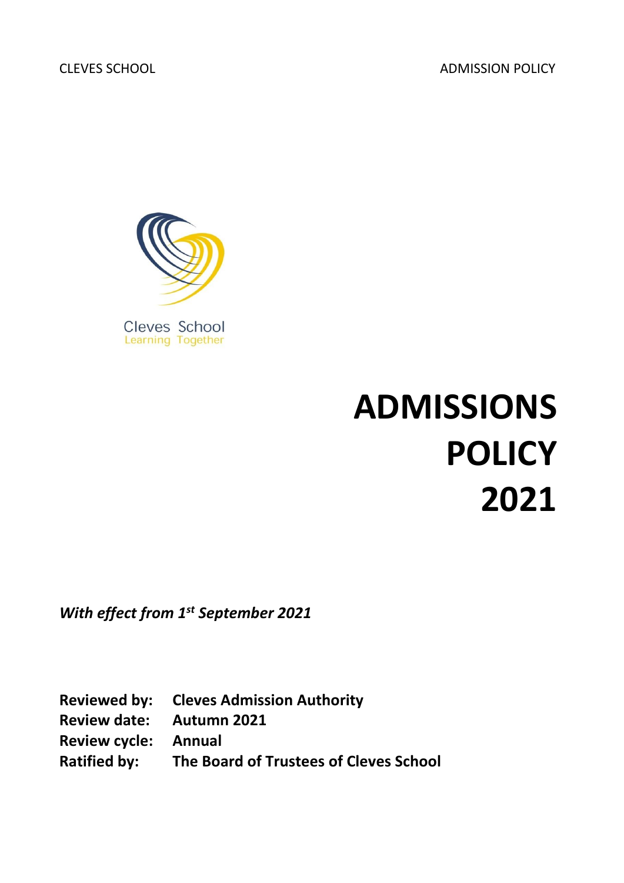Cleves School
Learning Together

# ADMISSIONS POLICY 2021

*With effect from 1st September 2021*

**Reviewed by:** **Cleves Admission Authority**
**Review date:** **Autumn 2021**
**Review cycle:** **Annual**
**Ratified by:** **The Board of Trustees of Cleves School**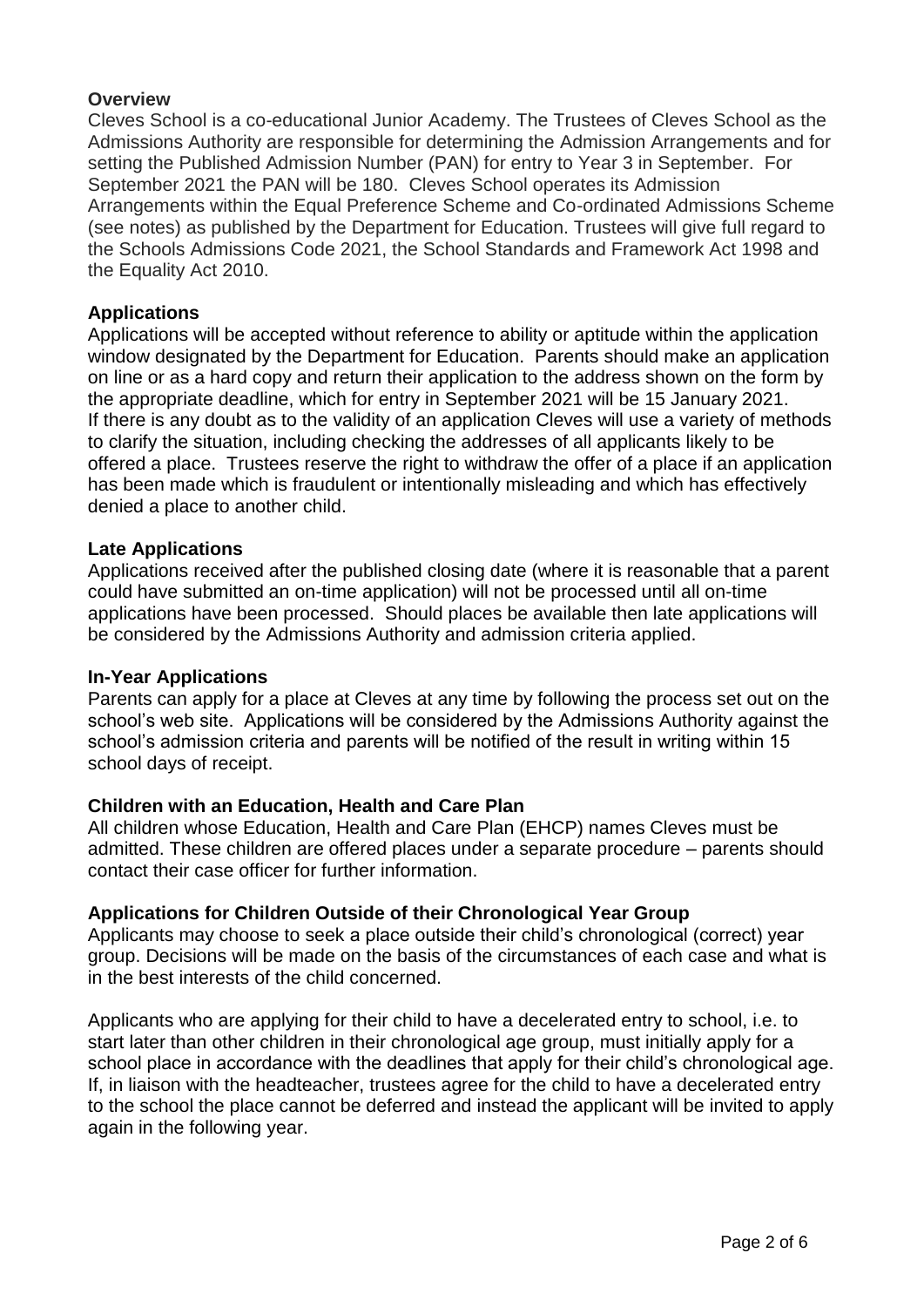## Overview

Cleves School is a co-educational Junior Academy. The Trustees of Cleves School as the Admissions Authority are responsible for determining the Admission Arrangements and for setting the Published Admission Number (PAN) for entry to Year 3 in September. For September 2021 the PAN will be 180. Cleves School operates its Admission Arrangements within the Equal Preference Scheme and Co-ordinated Admissions Scheme (see notes) as published by the Department for Education. Trustees will give full regard to the Schools Admissions Code 2021, the School Standards and Framework Act 1998 and the Equality Act 2010.

## Applications

Applications will be accepted without reference to ability or aptitude within the application window designated by the Department for Education. Parents should make an application on line or as a hard copy and return their application to the address shown on the form by the appropriate deadline, which for entry in September 2021 will be 15 January 2021. If there is any doubt as to the validity of an application Cleves will use a variety of methods to clarify the situation, including checking the addresses of all applicants likely to be offered a place. Trustees reserve the right to withdraw the offer of a place if an application has been made which is fraudulent or intentionally misleading and which has effectively denied a place to another child.

## Late Applications

Applications received after the published closing date (where it is reasonable that a parent could have submitted an on-time application) will not be processed until all on-time applications have been processed. Should places be available then late applications will be considered by the Admissions Authority and admission criteria applied.

## In-Year Applications

Parents can apply for a place at Cleves at any time by following the process set out on the school's web site. Applications will be considered by the Admissions Authority against the school's admission criteria and parents will be notified of the result in writing within 15 school days of receipt.

## Children with an Education, Health and Care Plan

All children whose Education, Health and Care Plan (EHCP) names Cleves must be admitted. These children are offered places under a separate procedure – parents should contact their case officer for further information.

## Applications for Children Outside of their Chronological Year Group

Applicants may choose to seek a place outside their child's chronological (correct) year group. Decisions will be made on the basis of the circumstances of each case and what is in the best interests of the child concerned.

Applicants who are applying for their child to have a decelerated entry to school, i.e. to start later than other children in their chronological age group, must initially apply for a school place in accordance with the deadlines that apply for their child's chronological age. If, in liaison with the headteacher, trustees agree for the child to have a decelerated entry to the school the place cannot be deferred and instead the applicant will be invited to apply again in the following year.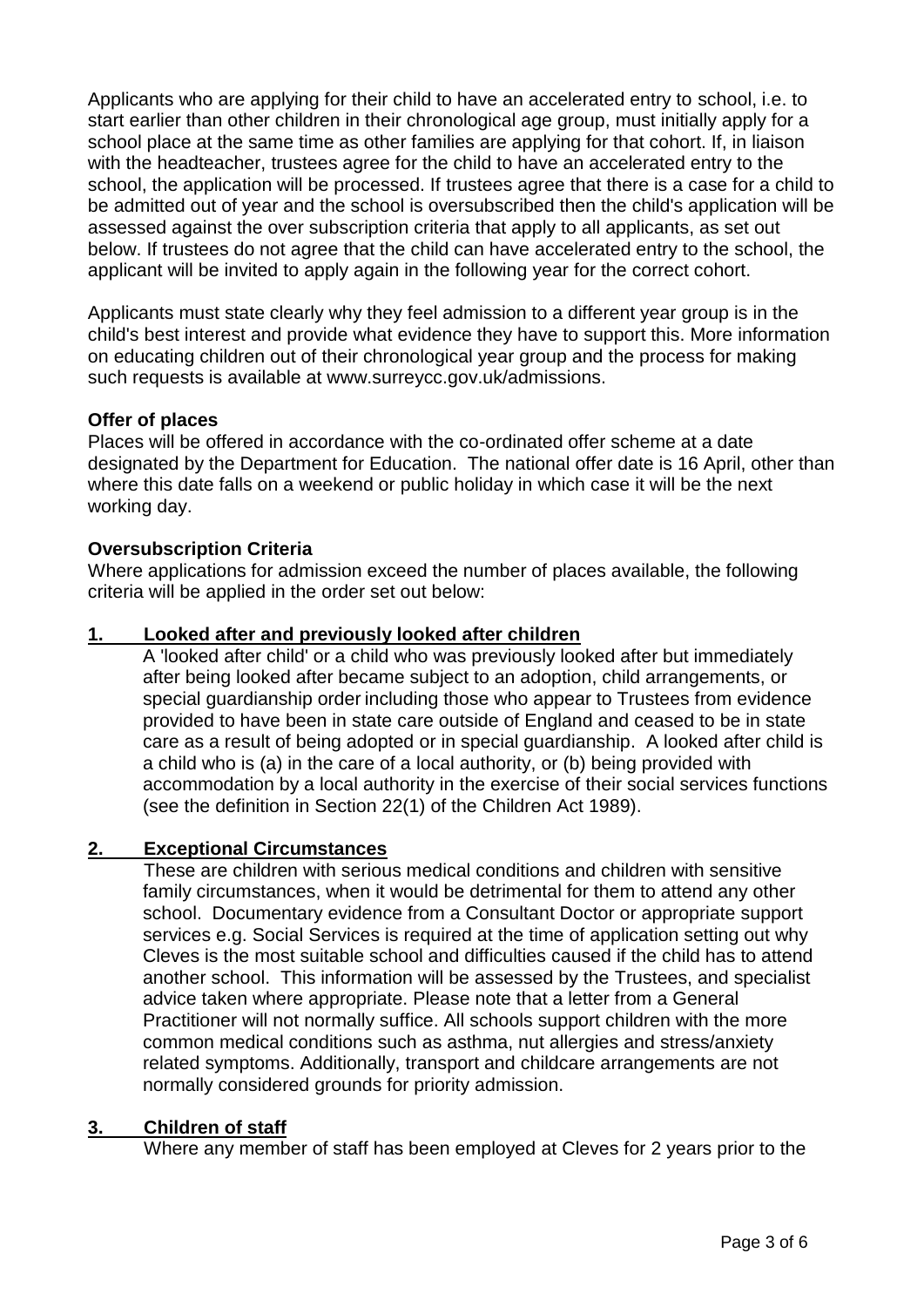Applicants who are applying for their child to have an accelerated entry to school, i.e. to start earlier than other children in their chronological age group, must initially apply for a school place at the same time as other families are applying for that cohort. If, in liaison with the headteacher, trustees agree for the child to have an accelerated entry to the school, the application will be processed. If trustees agree that there is a case for a child to be admitted out of year and the school is oversubscribed then the child's application will be assessed against the over subscription criteria that apply to all applicants, as set out below. If trustees do not agree that the child can have accelerated entry to the school, the applicant will be invited to apply again in the following year for the correct cohort.

Applicants must state clearly why they feel admission to a different year group is in the child's best interest and provide what evidence they have to support this. More information on educating children out of their chronological year group and the process for making such requests is available at www.surreycc.gov.uk/admissions.

**Offer of places**

Places will be offered in accordance with the co-ordinated offer scheme at a date designated by the Department for Education. The national offer date is 16 April, other than where this date falls on a weekend or public holiday in which case it will be the next working day.

**Oversubscription Criteria**

Where applications for admission exceed the number of places available, the following criteria will be applied in the order set out below:

**1. Looked after and previously looked after children**

A 'looked after child' or a child who was previously looked after but immediately after being looked after became subject to an adoption, child arrangements, or special guardianship order including those who appear to Trustees from evidence provided to have been in state care outside of England and ceased to be in state care as a result of being adopted or in special guardianship. A looked after child is a child who is (a) in the care of a local authority, or (b) being provided with accommodation by a local authority in the exercise of their social services functions (see the definition in Section 22(1) of the Children Act 1989).

**2. Exceptional Circumstances**

These are children with serious medical conditions and children with sensitive family circumstances, when it would be detrimental for them to attend any other school. Documentary evidence from a Consultant Doctor or appropriate support services e.g. Social Services is required at the time of application setting out why Cleves is the most suitable school and difficulties caused if the child has to attend another school. This information will be assessed by the Trustees, and specialist advice taken where appropriate. Please note that a letter from a General Practitioner will not normally suffice. All schools support children with the more common medical conditions such as asthma, nut allergies and stress/anxiety related symptoms. Additionally, transport and childcare arrangements are not normally considered grounds for priority admission.

**3. Children of staff**

Where any member of staff has been employed at Cleves for 2 years prior to the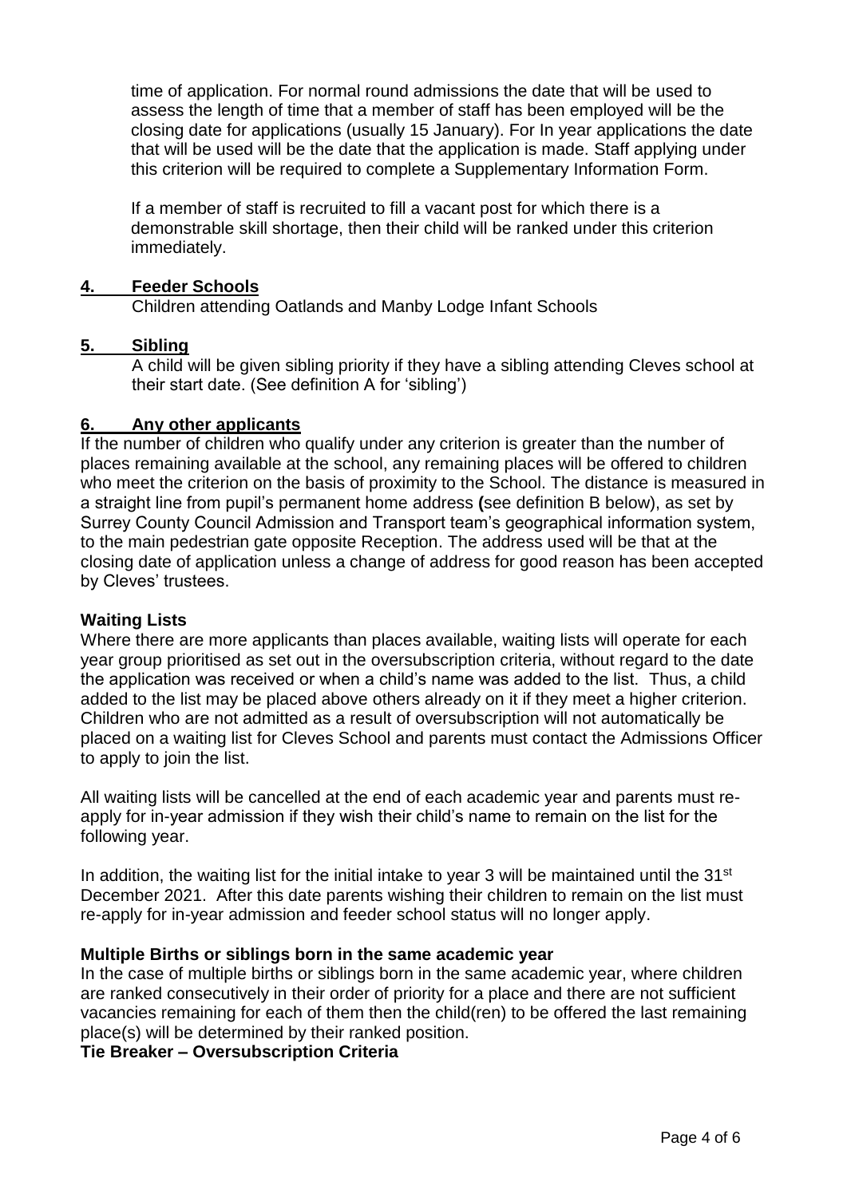time of application. For normal round admissions the date that will be used to assess the length of time that a member of staff has been employed will be the closing date for applications (usually 15 January). For In year applications the date that will be used will be the date that the application is made. Staff applying under this criterion will be required to complete a Supplementary Information Form.

If a member of staff is recruited to fill a vacant post for which there is a demonstrable skill shortage, then their child will be ranked under this criterion immediately.

**4. Feeder Schools**

Children attending Oatlands and Manby Lodge Infant Schools

**5. Sibling**

A child will be given sibling priority if they have a sibling attending Cleves school at their start date. (See definition A for 'sibling')

**6. Any other applicants**

If the number of children who qualify under any criterion is greater than the number of places remaining available at the school, any remaining places will be offered to children who meet the criterion on the basis of proximity to the School. The distance is measured in a straight line from pupil's permanent home address **(**see definition B below), as set by Surrey County Council Admission and Transport team's geographical information system, to the main pedestrian gate opposite Reception. The address used will be that at the closing date of application unless a change of address for good reason has been accepted by Cleves' trustees.

**Waiting Lists**

Where there are more applicants than places available, waiting lists will operate for each year group prioritised as set out in the oversubscription criteria, without regard to the date the application was received or when a child's name was added to the list. Thus, a child added to the list may be placed above others already on it if they meet a higher criterion. Children who are not admitted as a result of oversubscription will not automatically be placed on a waiting list for Cleves School and parents must contact the Admissions Officer to apply to join the list.

All waiting lists will be cancelled at the end of each academic year and parents must re-apply for in-year admission if they wish their child's name to remain on the list for the following year.

In addition, the waiting list for the initial intake to year 3 will be maintained until the 31st December 2021. After this date parents wishing their children to remain on the list must re-apply for in-year admission and feeder school status will no longer apply.

**Multiple Births or siblings born in the same academic year**

In the case of multiple births or siblings born in the same academic year, where children are ranked consecutively in their order of priority for a place and there are not sufficient vacancies remaining for each of them then the child(ren) to be offered the last remaining place(s) will be determined by their ranked position.

**Tie Breaker – Oversubscription Criteria**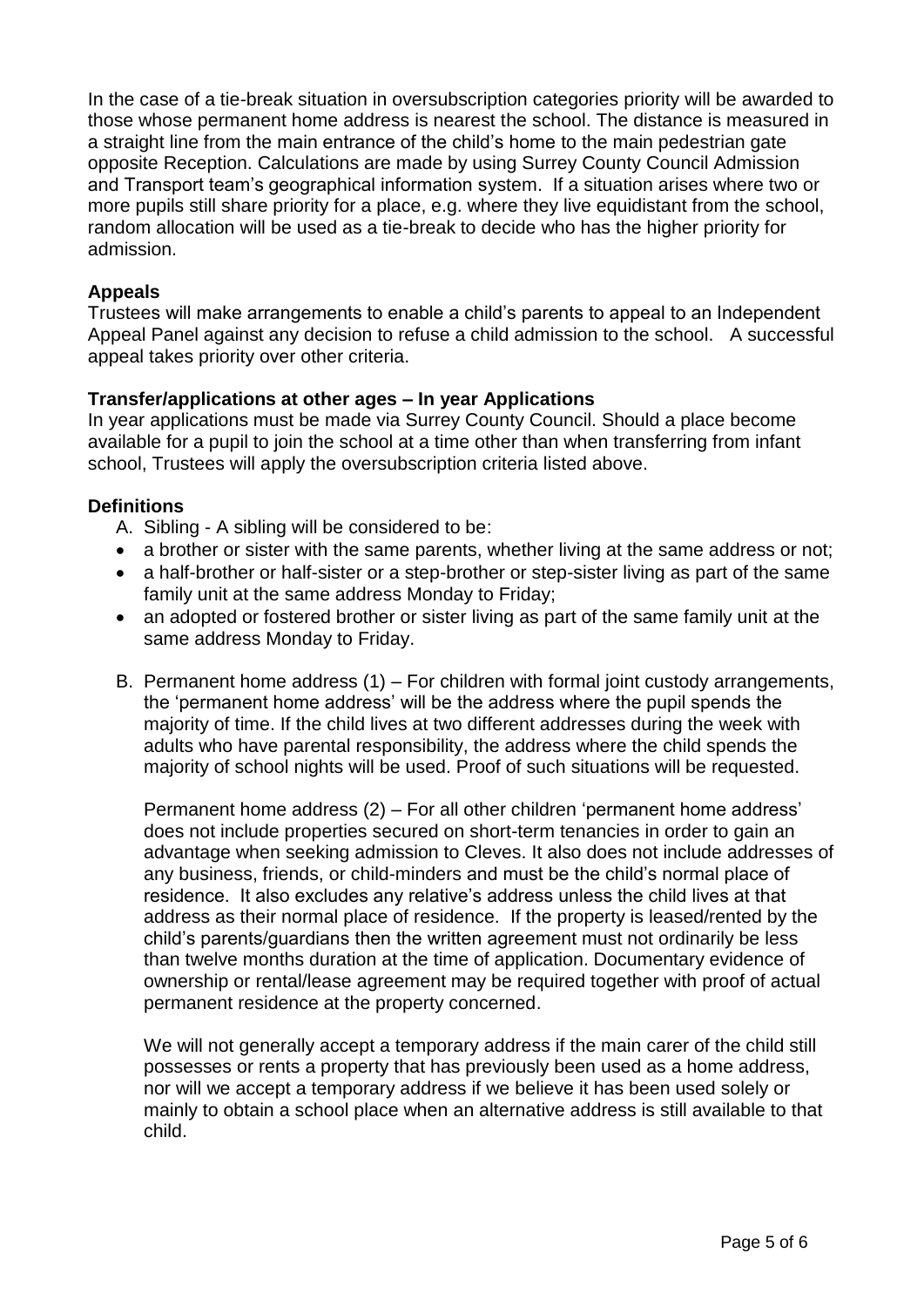In the case of a tie-break situation in oversubscription categories priority will be awarded to those whose permanent home address is nearest the school. The distance is measured in a straight line from the main entrance of the child's home to the main pedestrian gate opposite Reception. Calculations are made by using Surrey County Council Admission and Transport team's geographical information system. If a situation arises where two or more pupils still share priority for a place, e.g. where they live equidistant from the school, random allocation will be used as a tie-break to decide who has the higher priority for admission.

**Appeals**

Trustees will make arrangements to enable a child's parents to appeal to an Independent Appeal Panel against any decision to refuse a child admission to the school. A successful appeal takes priority over other criteria.

**Transfer/applications at other ages – In year Applications**

In year applications must be made via Surrey County Council. Should a place become available for a pupil to join the school at a time other than when transferring from infant school, Trustees will apply the oversubscription criteria listed above.

**Definitions**

A. Sibling - A sibling will be considered to be:

- a brother or sister with the same parents, whether living at the same address or not;
- a half-brother or half-sister or a step-brother or step-sister living as part of the same family unit at the same address Monday to Friday;
- an adopted or fostered brother or sister living as part of the same family unit at the same address Monday to Friday.

B. Permanent home address (1) – For children with formal joint custody arrangements, the 'permanent home address' will be the address where the pupil spends the majority of time. If the child lives at two different addresses during the week with adults who have parental responsibility, the address where the child spends the majority of school nights will be used. Proof of such situations will be requested.

Permanent home address (2) – For all other children 'permanent home address' does not include properties secured on short-term tenancies in order to gain an advantage when seeking admission to Cleves. It also does not include addresses of any business, friends, or child-minders and must be the child's normal place of residence. It also excludes any relative's address unless the child lives at that address as their normal place of residence. If the property is leased/rented by the child's parents/guardians then the written agreement must not ordinarily be less than twelve months duration at the time of application. Documentary evidence of ownership or rental/lease agreement may be required together with proof of actual permanent residence at the property concerned.

We will not generally accept a temporary address if the main carer of the child still possesses or rents a property that has previously been used as a home address, nor will we accept a temporary address if we believe it has been used solely or mainly to obtain a school place when an alternative address is still available to that child.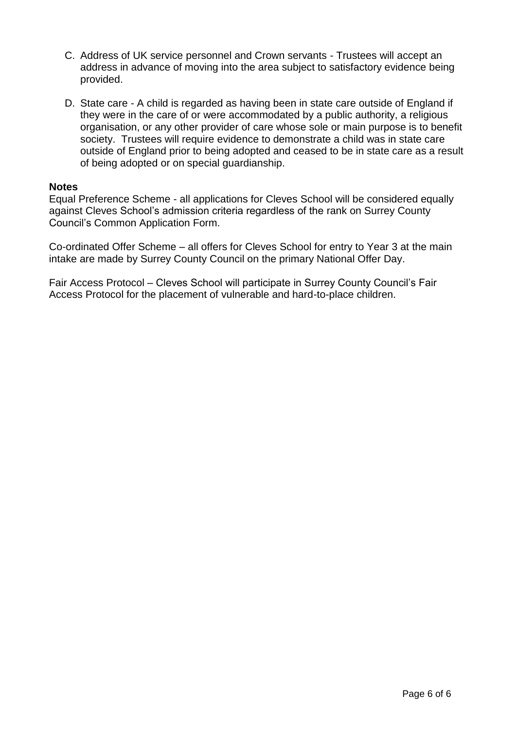C. Address of UK service personnel and Crown servants - Trustees will accept an address in advance of moving into the area subject to satisfactory evidence being provided.

D. State care - A child is regarded as having been in state care outside of England if they were in the care of or were accommodated by a public authority, a religious organisation, or any other provider of care whose sole or main purpose is to benefit society. Trustees will require evidence to demonstrate a child was in state care outside of England prior to being adopted and ceased to be in state care as a result of being adopted or on special guardianship.

**Notes**

Equal Preference Scheme - all applications for Cleves School will be considered equally against Cleves School's admission criteria regardless of the rank on Surrey County Council's Common Application Form.

Co-ordinated Offer Scheme – all offers for Cleves School for entry to Year 3 at the main intake are made by Surrey County Council on the primary National Offer Day.

Fair Access Protocol – Cleves School will participate in Surrey County Council's Fair Access Protocol for the placement of vulnerable and hard-to-place children.